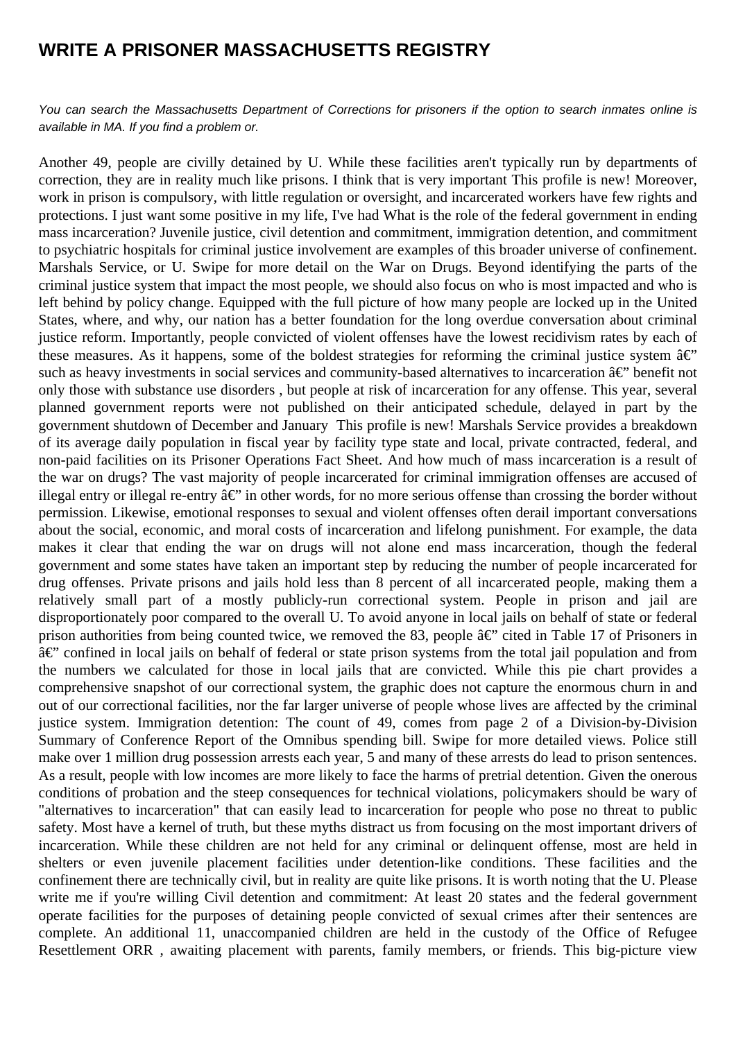# WRITE A PRISONER MASSACHUSETTS REGISTRY

*You can search the Massachusetts Department of Corrections for prisoners if the option to search inmates online is available in MA. If you find a problem or.*

Another 49, people are civilly detained by U. While these facilities aren't typically run by departments of correction, they are in reality much like prisons. I think that is very important This profile is new! Moreover, work in prison is compulsory, with little regulation or oversight, and incarcerated workers have few rights and protections. I just want some positive in my life, I've had What is the role of the federal government in ending mass incarceration? Juvenile justice, civil detention and commitment, immigration detention, and commitment to psychiatric hospitals for criminal justice involvement are examples of this broader universe of confinement. Marshals Service, or U. Swipe for more detail on the War on Drugs. Beyond identifying the parts of the criminal justice system that impact the most people, we should also focus on who is most impacted and who is left behind by policy change. Equipped with the full picture of how many people are locked up in the United States, where, and why, our nation has a better foundation for the long overdue conversation about criminal justice reform. Importantly, people convicted of violent offenses have the lowest recidivism rates by each of these measures. As it happens, some of the boldest strategies for reforming the criminal justice system â€" such as heavy investments in social services and community-based alternatives to incarceration â€" benefit not only those with substance use disorders , but people at risk of incarceration for any offense. This year, several planned government reports were not published on their anticipated schedule, delayed in part by the government shutdown of December and January  This profile is new! Marshals Service provides a breakdown of its average daily population in fiscal year by facility type state and local, private contracted, federal, and non-paid facilities on its Prisoner Operations Fact Sheet. And how much of mass incarceration is a result of the war on drugs? The vast majority of people incarcerated for criminal immigration offenses are accused of illegal entry or illegal re-entry â€" in other words, for no more serious offense than crossing the border without permission. Likewise, emotional responses to sexual and violent offenses often derail important conversations about the social, economic, and moral costs of incarceration and lifelong punishment. For example, the data makes it clear that ending the war on drugs will not alone end mass incarceration, though the federal government and some states have taken an important step by reducing the number of people incarcerated for drug offenses. Private prisons and jails hold less than 8 percent of all incarcerated people, making them a relatively small part of a mostly publicly-run correctional system. People in prison and jail are disproportionately poor compared to the overall U. To avoid anyone in local jails on behalf of state or federal prison authorities from being counted twice, we removed the 83, people â€" cited in Table 17 of Prisoners in â€" confined in local jails on behalf of federal or state prison systems from the total jail population and from the numbers we calculated for those in local jails that are convicted. While this pie chart provides a comprehensive snapshot of our correctional system, the graphic does not capture the enormous churn in and out of our correctional facilities, nor the far larger universe of people whose lives are affected by the criminal justice system. Immigration detention: The count of 49, comes from page 2 of a Division-by-Division Summary of Conference Report of the Omnibus spending bill. Swipe for more detailed views. Police still make over 1 million drug possession arrests each year, 5 and many of these arrests do lead to prison sentences. As a result, people with low incomes are more likely to face the harms of pretrial detention. Given the onerous conditions of probation and the steep consequences for technical violations, policymakers should be wary of "alternatives to incarceration" that can easily lead to incarceration for people who pose no threat to public safety. Most have a kernel of truth, but these myths distract us from focusing on the most important drivers of incarceration. While these children are not held for any criminal or delinquent offense, most are held in shelters or even juvenile placement facilities under detention-like conditions. These facilities and the confinement there are technically civil, but in reality are quite like prisons. It is worth noting that the U. Please write me if you're willing Civil detention and commitment: At least 20 states and the federal government operate facilities for the purposes of detaining people convicted of sexual crimes after their sentences are complete. An additional 11, unaccompanied children are held in the custody of the Office of Refugee Resettlement ORR , awaiting placement with parents, family members, or friends. This big-picture view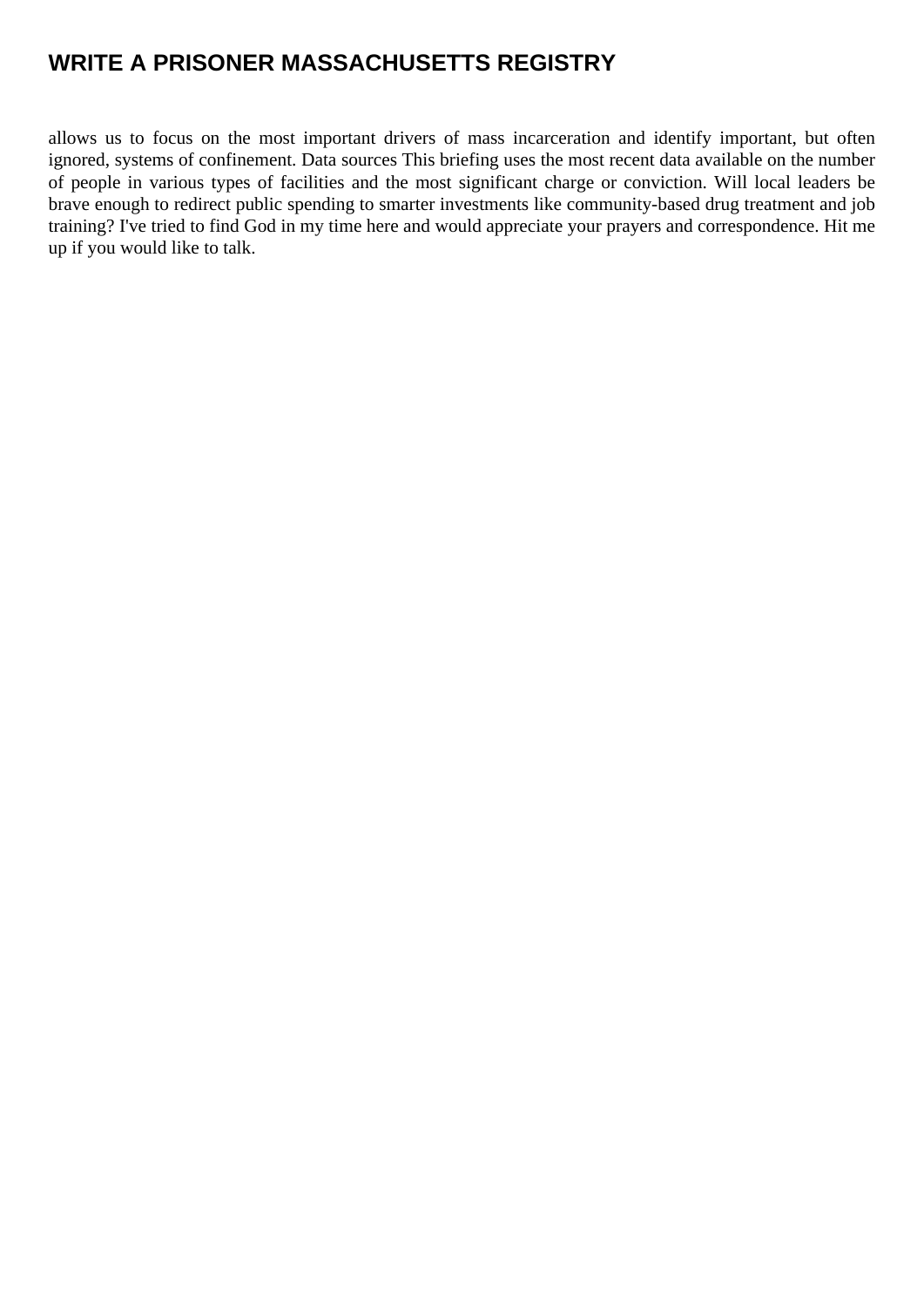## WRITE A PRISONER MASSACHUSETTS REGISTRY

allows us to focus on the most important drivers of mass incarceration and identify important, but often ignored, systems of confinement. Data sources This briefing uses the most recent data available on the number of people in various types of facilities and the most significant charge or conviction. Will local leaders be brave enough to redirect public spending to smarter investments like community-based drug treatment and job training? I've tried to find God in my time here and would appreciate your prayers and correspondence. Hit me up if you would like to talk.